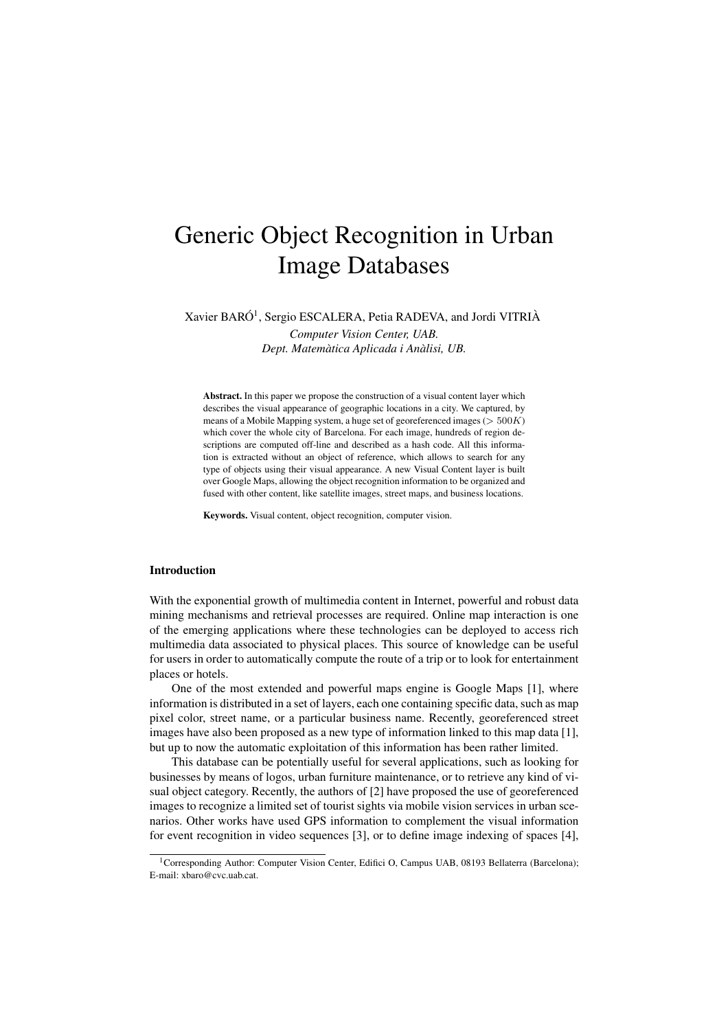# Generic Object Recognition in Urban Image Databases

Xavier BARÓ[1], Sergio ESCALERA, Petia RADEVA, and Jordi VITRIÀ

*Computer Vision Center, UAB.*
*Dept. Matemàtica Aplicada i Anàlisi, UB.*

**Abstract.** In this paper we propose the construction of a visual content layer which describes the visual appearance of geographic locations in a city. We captured, by means of a Mobile Mapping system, a huge set of georeferenced images ($> 500K$) which cover the whole city of Barcelona. For each image, hundreds of region descriptions are computed off-line and described as a hash code. All this information is extracted without an object of reference, which allows to search for any type of objects using their visual appearance. A new Visual Content layer is built over Google Maps, allowing the object recognition information to be organized and fused with other content, like satellite images, street maps, and business locations.

**Keywords.** Visual content, object recognition, computer vision.

## Introduction

With the exponential growth of multimedia content in Internet, powerful and robust data mining mechanisms and retrieval processes are required. Online map interaction is one of the emerging applications where these technologies can be deployed to access rich multimedia data associated to physical places. This source of knowledge can be useful for users in order to automatically compute the route of a trip or to look for entertainment places or hotels.

One of the most extended and powerful maps engine is Google Maps [1], where information is distributed in a set of layers, each one containing specific data, such as map pixel color, street name, or a particular business name. Recently, georeferenced street images have also been proposed as a new type of information linked to this map data [1], but up to now the automatic exploitation of this information has been rather limited.

This database can be potentially useful for several applications, such as looking for businesses by means of logos, urban furniture maintenance, or to retrieve any kind of visual object category. Recently, the authors of [2] have proposed the use of georeferenced images to recognize a limited set of tourist sights via mobile vision services in urban scenarios. Other works have used GPS information to complement the visual information for event recognition in video sequences [3], or to define image indexing of spaces [4],

[1] Corresponding Author: Computer Vision Center, Edifici O, Campus UAB, 08193 Bellaterra (Barcelona); E-mail: xbaro@cvc.uab.cat.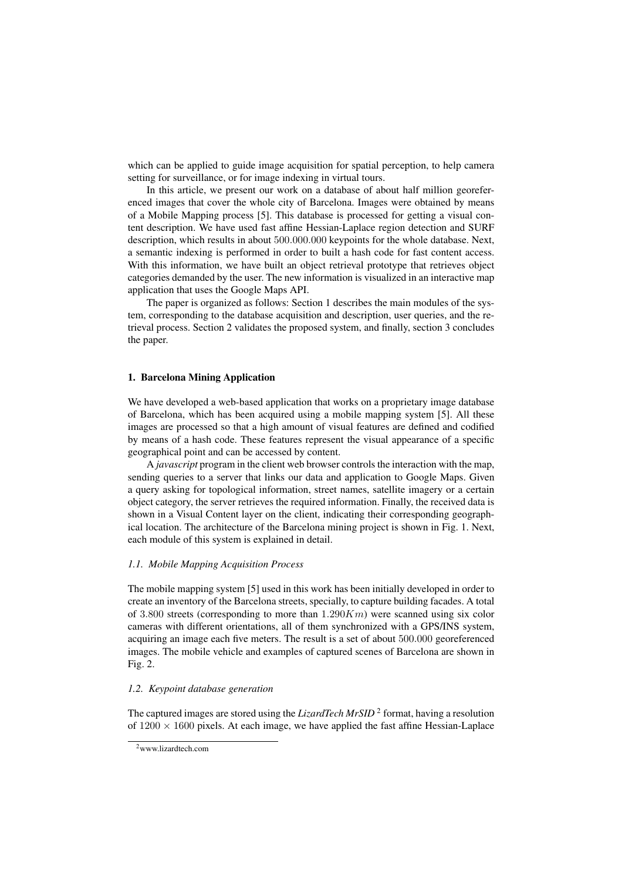which can be applied to guide image acquisition for spatial perception, to help camera setting for surveillance, or for image indexing in virtual tours.

In this article, we present our work on a database of about half million georeferenced images that cover the whole city of Barcelona. Images were obtained by means of a Mobile Mapping process [5]. This database is processed for getting a visual content description. We have used fast affine Hessian-Laplace region detection and SURF description, which results in about $500.000.000$ keypoints for the whole database. Next, a semantic indexing is performed in order to built a hash code for fast content access. With this information, we have built an object retrieval prototype that retrieves object categories demanded by the user. The new information is visualized in an interactive map application that uses the Google Maps API.

The paper is organized as follows: Section 1 describes the main modules of the system, corresponding to the database acquisition and description, user queries, and the retrieval process. Section 2 validates the proposed system, and finally, section 3 concludes the paper.

## 1. Barcelona Mining Application

We have developed a web-based application that works on a proprietary image database of Barcelona, which has been acquired using a mobile mapping system [5]. All these images are processed so that a high amount of visual features are defined and codified by means of a hash code. These features represent the visual appearance of a specific geographical point and can be accessed by content.

A *javascript* program in the client web browser controls the interaction with the map, sending queries to a server that links our data and application to Google Maps. Given a query asking for topological information, street names, satellite imagery or a certain object category, the server retrieves the required information. Finally, the received data is shown in a Visual Content layer on the client, indicating their corresponding geographical location. The architecture of the Barcelona mining project is shown in Fig. 1. Next, each module of this system is explained in detail.

### *1.1. Mobile Mapping Acquisition Process*

The mobile mapping system [5] used in this work has been initially developed in order to create an inventory of the Barcelona streets, specially, to capture building facades. A total of $3.800$ streets (corresponding to more than $1.290Km$) were scanned using six color cameras with different orientations, all of them synchronized with a GPS/INS system, acquiring an image each five meters. The result is a set of about $500.000$ georeferenced images. The mobile vehicle and examples of captured scenes of Barcelona are shown in Fig. 2.

### *1.2. Keypoint database generation*

The captured images are stored using the *LizardTech MrSID* [2] format, having a resolution of $1200 \times 1600$ pixels. At each image, we have applied the fast affine Hessian-Laplace

[2] www.lizardtech.com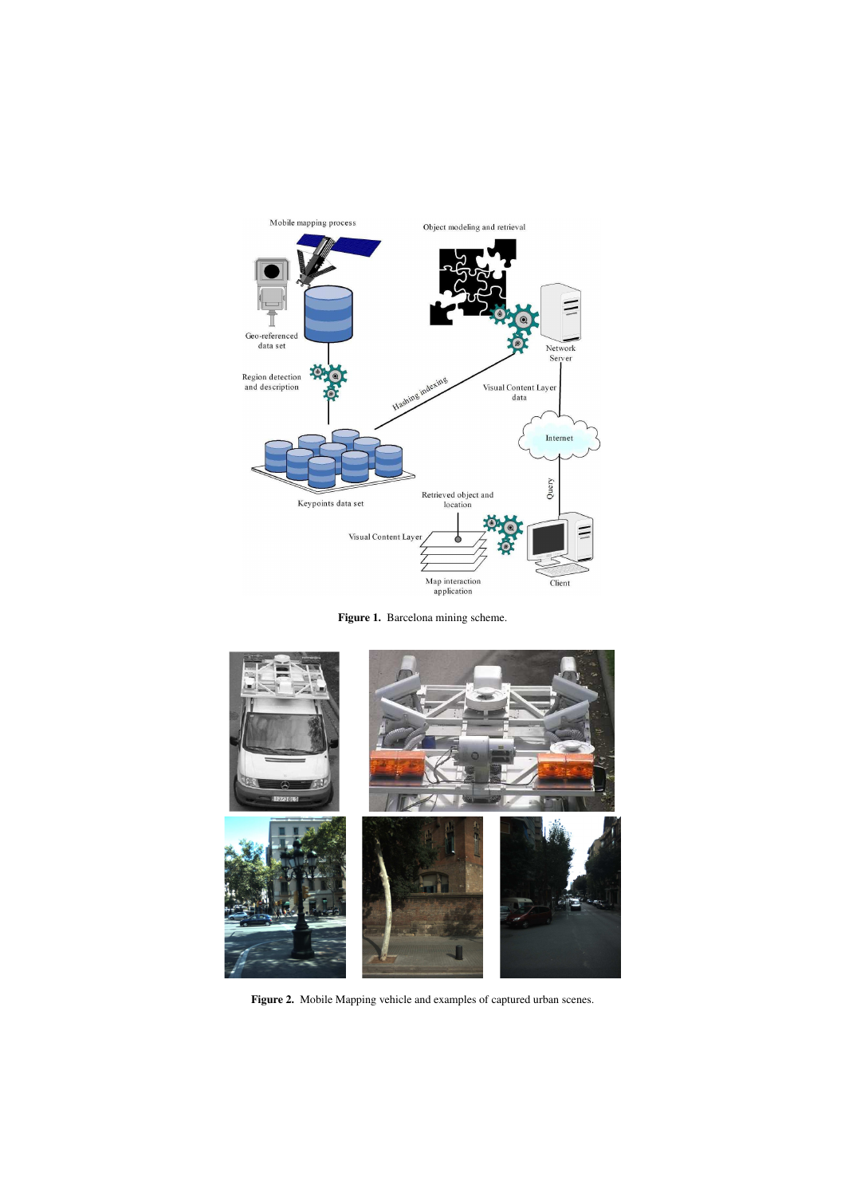**Figure 1.** Barcelona mining scheme.

**Figure 2.** Mobile Mapping vehicle and examples of captured urban scenes.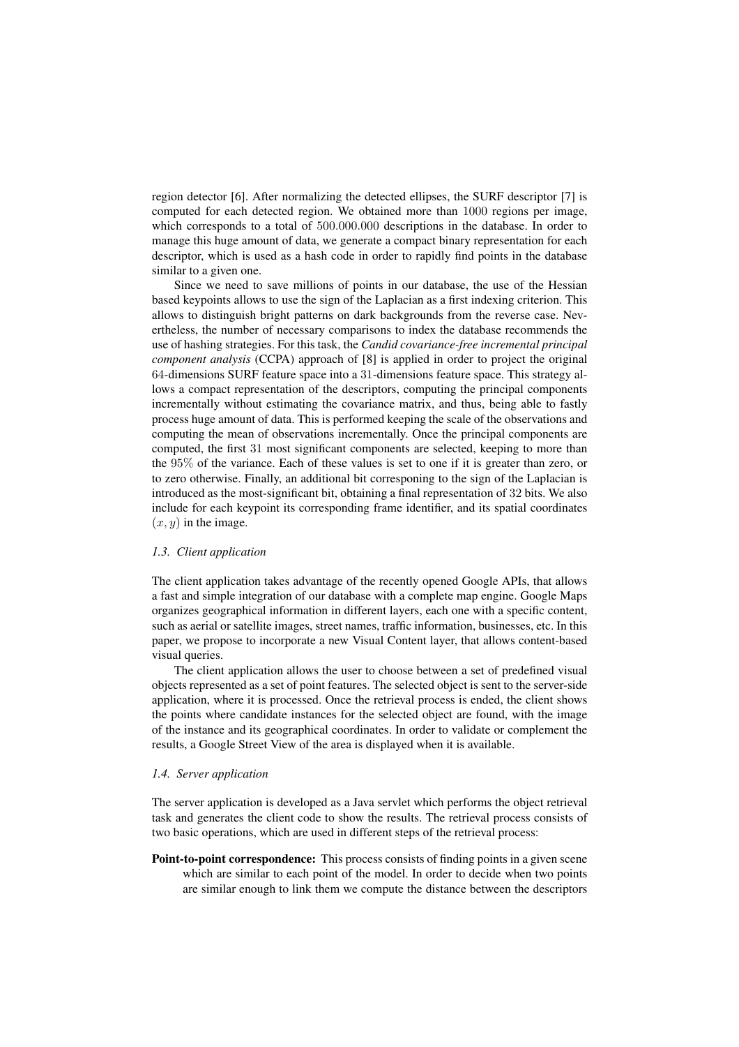region detector [6]. After normalizing the detected ellipses, the SURF descriptor [7] is computed for each detected region. We obtained more than $1000$ regions per image, which corresponds to a total of $500.000.000$ descriptions in the database. In order to manage this huge amount of data, we generate a compact binary representation for each descriptor, which is used as a hash code in order to rapidly find points in the database similar to a given one.

Since we need to save millions of points in our database, the use of the Hessian based keypoints allows to use the sign of the Laplacian as a first indexing criterion. This allows to distinguish bright patterns on dark backgrounds from the reverse case. Nevertheless, the number of necessary comparisons to index the database recommends the use of hashing strategies. For this task, the *Candid covariance-free incremental principal component analysis* (CCPA) approach of [8] is applied in order to project the original $64$-dimensions SURF feature space into a $31$-dimensions feature space. This strategy allows a compact representation of the descriptors, computing the principal components incrementally without estimating the covariance matrix, and thus, being able to fastly process huge amount of data. This is performed keeping the scale of the observations and computing the mean of observations incrementally. Once the principal components are computed, the first $31$ most significant components are selected, keeping to more than the $95\%$ of the variance. Each of these values is set to one if it is greater than zero, or to zero otherwise. Finally, an additional bit corresponing to the sign of the Laplacian is introduced as the most-significant bit, obtaining a final representation of $32$ bits. We also include for each keypoint its corresponding frame identifier, and its spatial coordinates $(x, y)$ in the image.

### *1.3. Client application*

The client application takes advantage of the recently opened Google APIs, that allows a fast and simple integration of our database with a complete map engine. Google Maps organizes geographical information in different layers, each one with a specific content, such as aerial or satellite images, street names, traffic information, businesses, etc. In this paper, we propose to incorporate a new Visual Content layer, that allows content-based visual queries.

The client application allows the user to choose between a set of predefined visual objects represented as a set of point features. The selected object is sent to the server-side application, where it is processed. Once the retrieval process is ended, the client shows the points where candidate instances for the selected object are found, with the image of the instance and its geographical coordinates. In order to validate or complement the results, a Google Street View of the area is displayed when it is available.

### *1.4. Server application*

The server application is developed as a Java servlet which performs the object retrieval task and generates the client code to show the results. The retrieval process consists of two basic operations, which are used in different steps of the retrieval process:

**Point-to-point correspondence:** This process consists of finding points in a given scene which are similar to each point of the model. In order to decide when two points are similar enough to link them we compute the distance between the descriptors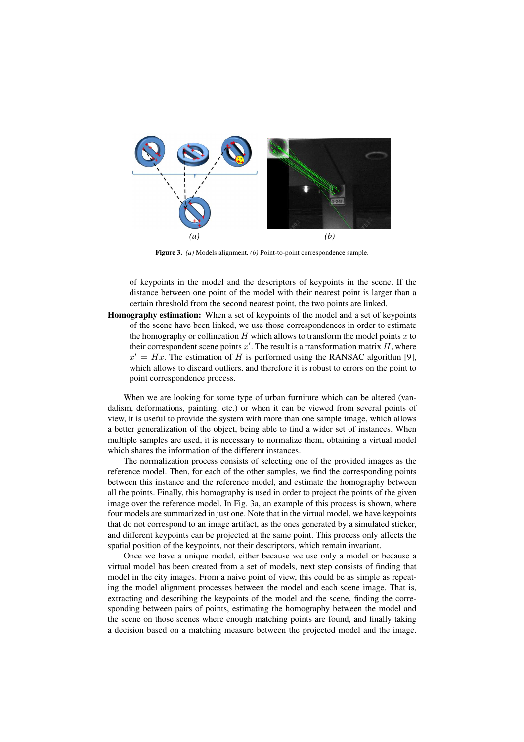**Figure 3.** *(a)* Models alignment. *(b)* Point-to-point correspondence sample.

of keypoints in the model and the descriptors of keypoints in the scene. If the distance between one point of the model with their nearest point is larger than a certain threshold from the second nearest point, the two points are linked.

**Homography estimation:** When a set of keypoints of the model and a set of keypoints of the scene have been linked, we use those correspondences in order to estimate the homography or collineation $H$ which allows to transform the model points $x$ to their correspondent scene points $x'$. The result is a transformation matrix $H$, where $x' = Hx$. The estimation of $H$ is performed using the RANSAC algorithm [9], which allows to discard outliers, and therefore it is robust to errors on the point to point correspondence process.

When we are looking for some type of urban furniture which can be altered (vandalism, deformations, painting, etc.) or when it can be viewed from several points of view, it is useful to provide the system with more than one sample image, which allows a better generalization of the object, being able to find a wider set of instances. When multiple samples are used, it is necessary to normalize them, obtaining a virtual model which shares the information of the different instances.

The normalization process consists of selecting one of the provided images as the reference model. Then, for each of the other samples, we find the corresponding points between this instance and the reference model, and estimate the homography between all the points. Finally, this homography is used in order to project the points of the given image over the reference model. In Fig. 3a, an example of this process is shown, where four models are summarized in just one. Note that in the virtual model, we have keypoints that do not correspond to an image artifact, as the ones generated by a simulated sticker, and different keypoints can be projected at the same point. This process only affects the spatial position of the keypoints, not their descriptors, which remain invariant.

Once we have a unique model, either because we use only a model or because a virtual model has been created from a set of models, next step consists of finding that model in the city images. From a naive point of view, this could be as simple as repeating the model alignment processes between the model and each scene image. That is, extracting and describing the keypoints of the model and the scene, finding the corresponding between pairs of points, estimating the homography between the model and the scene on those scenes where enough matching points are found, and finally taking a decision based on a matching measure between the projected model and the image.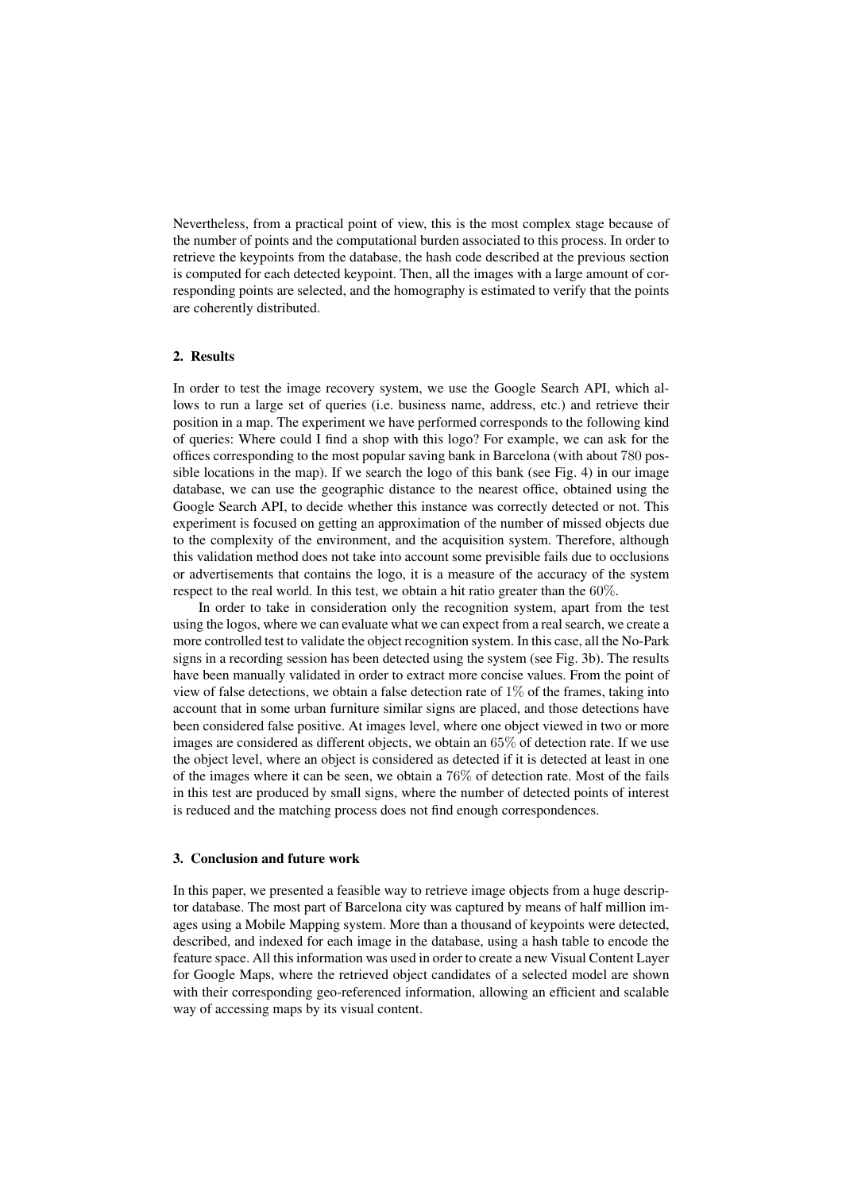Nevertheless, from a practical point of view, this is the most complex stage because of the number of points and the computational burden associated to this process. In order to retrieve the keypoints from the database, the hash code described at the previous section is computed for each detected keypoint. Then, all the images with a large amount of corresponding points are selected, and the homography is estimated to verify that the points are coherently distributed.

## 2. Results

In order to test the image recovery system, we use the Google Search API, which allows to run a large set of queries (i.e. business name, address, etc.) and retrieve their position in a map. The experiment we have performed corresponds to the following kind of queries: Where could I find a shop with this logo? For example, we can ask for the offices corresponding to the most popular saving bank in Barcelona (with about $780$ possible locations in the map). If we search the logo of this bank (see Fig. 4) in our image database, we can use the geographic distance to the nearest office, obtained using the Google Search API, to decide whether this instance was correctly detected or not. This experiment is focused on getting an approximation of the number of missed objects due to the complexity of the environment, and the acquisition system. Therefore, although this validation method does not take into account some previsible fails due to occlusions or advertisements that contains the logo, it is a measure of the accuracy of the system respect to the real world. In this test, we obtain a hit ratio greater than the $60\%$.

In order to take in consideration only the recognition system, apart from the test using the logos, where we can evaluate what we can expect from a real search, we create a more controlled test to validate the object recognition system. In this case, all the No-Park signs in a recording session has been detected using the system (see Fig. 3b). The results have been manually validated in order to extract more concise values. From the point of view of false detections, we obtain a false detection rate of $1\%$ of the frames, taking into account that in some urban furniture similar signs are placed, and those detections have been considered false positive. At images level, where one object viewed in two or more images are considered as different objects, we obtain an $65\%$ of detection rate. If we use the object level, where an object is considered as detected if it is detected at least in one of the images where it can be seen, we obtain a $76\%$ of detection rate. Most of the fails in this test are produced by small signs, where the number of detected points of interest is reduced and the matching process does not find enough correspondences.

## 3. Conclusion and future work

In this paper, we presented a feasible way to retrieve image objects from a huge descriptor database. The most part of Barcelona city was captured by means of half million images using a Mobile Mapping system. More than a thousand of keypoints were detected, described, and indexed for each image in the database, using a hash table to encode the feature space. All this information was used in order to create a new Visual Content Layer for Google Maps, where the retrieved object candidates of a selected model are shown with their corresponding geo-referenced information, allowing an efficient and scalable way of accessing maps by its visual content.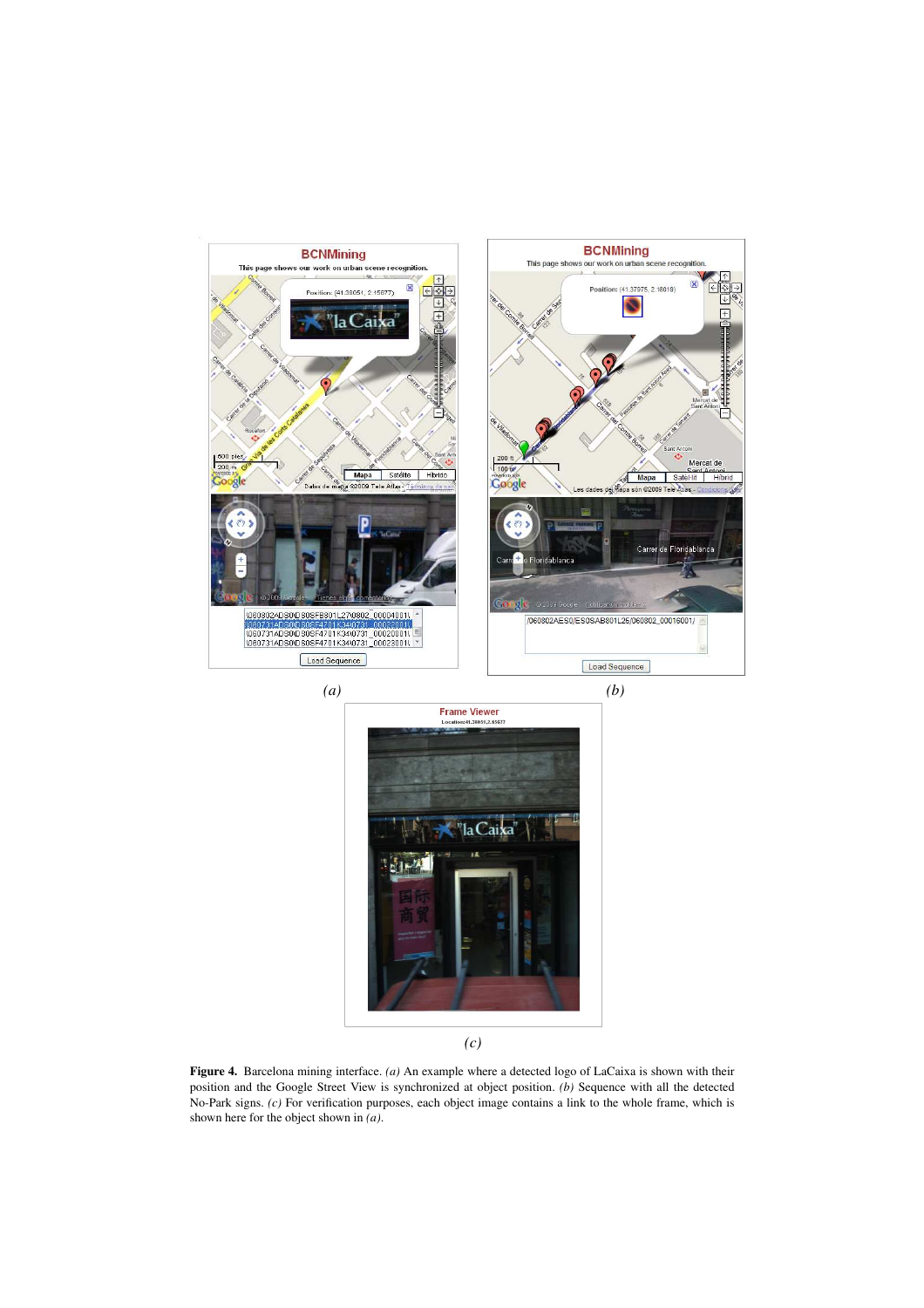**Figure 4.** Barcelona mining interface. *(a)* An example where a detected logo of LaCaixa is shown with their position and the Google Street View is synchronized at object position. *(b)* Sequence with all the detected No-Park signs. *(c)* For verification purposes, each object image contains a link to the whole frame, which is shown here for the object shown in *(a)*.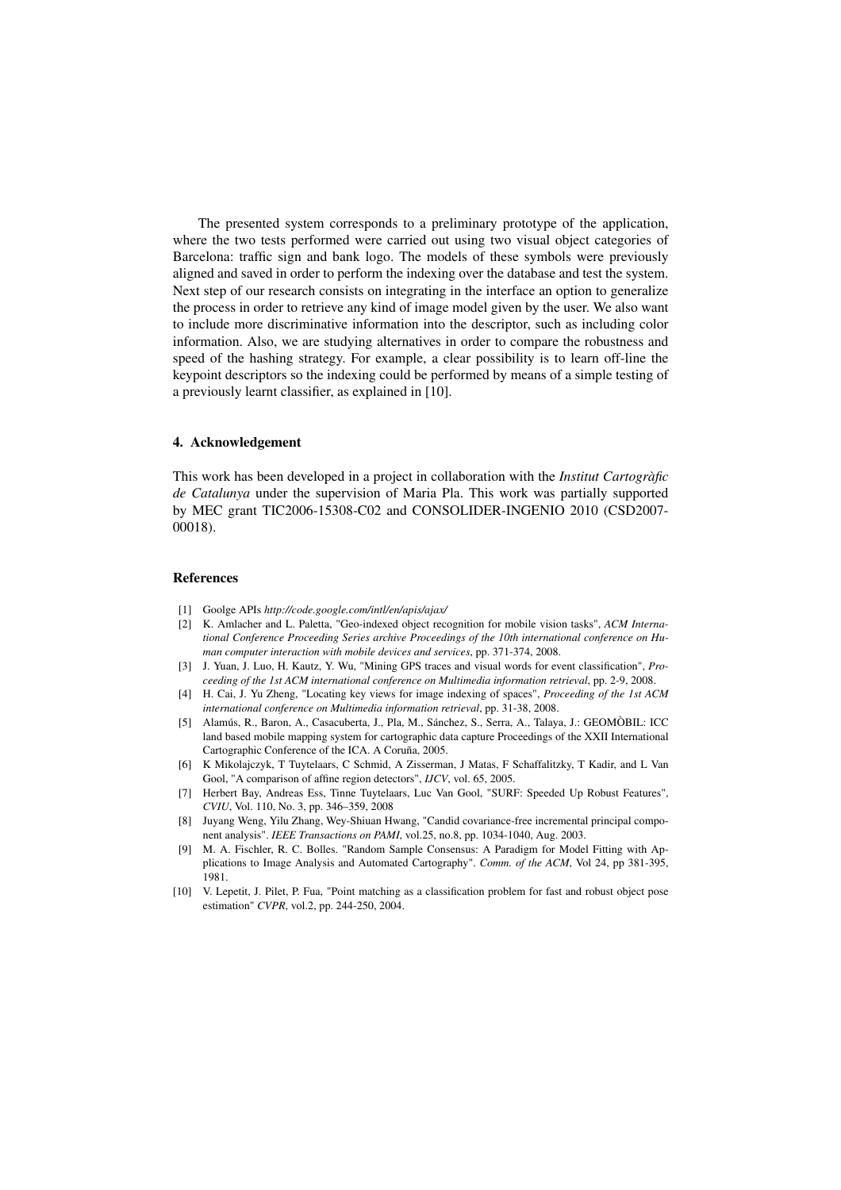The presented system corresponds to a preliminary prototype of the application, where the two tests performed were carried out using two visual object categories of Barcelona: traffic sign and bank logo. The models of these symbols were previously aligned and saved in order to perform the indexing over the database and test the system. Next step of our research consists on integrating in the interface an option to generalize the process in order to retrieve any kind of image model given by the user. We also want to include more discriminative information into the descriptor, such as including color information. Also, we are studying alternatives in order to compare the robustness and speed of the hashing strategy. For example, a clear possibility is to learn off-line the keypoint descriptors so the indexing could be performed by means of a simple testing of a previously learnt classifier, as explained in [10].

## 4. Acknowledgement

This work has been developed in a project in collaboration with the *Institut Cartogràfic de Catalunya* under the supervision of Maria Pla. This work was partially supported by MEC grant TIC2006-15308-C02 and CONSOLIDER-INGENIO 2010 (CSD2007-00018).

## References

- [1] Goolge APIs *http://code.google.com/intl/en/apis/ajax/*
- [2] K. Amlacher and L. Paletta, "Geo-indexed object recognition for mobile vision tasks", *ACM International Conference Proceeding Series archive Proceedings of the 10th international conference on Human computer interaction with mobile devices and services*, pp. 371-374, 2008.
- [3] J. Yuan, J. Luo, H. Kautz, Y. Wu, "Mining GPS traces and visual words for event classification", *Proceeding of the 1st ACM international conference on Multimedia information retrieval*, pp. 2-9, 2008.
- [4] H. Cai, J. Yu Zheng, "Locating key views for image indexing of spaces", *Proceeding of the 1st ACM international conference on Multimedia information retrieval*, pp. 31-38, 2008.
- [5] Alamús, R., Baron, A., Casacuberta, J., Pla, M., Sánchez, S., Serra, A., Talaya, J.: GEOMÒBIL: ICC land based mobile mapping system for cartographic data capture Proceedings of the XXII International Cartographic Conference of the ICA. A Coruña, 2005.
- [6] K Mikolajczyk, T Tuytelaars, C Schmid, A Zisserman, J Matas, F Schaffalitzky, T Kadir, and L Van Gool, "A comparison of affine region detectors", *IJCV*, vol. 65, 2005.
- [7] Herbert Bay, Andreas Ess, Tinne Tuytelaars, Luc Van Gool, "SURF: Speeded Up Robust Features", *CVIU*, Vol. 110, No. 3, pp. 346–359, 2008
- [8] Juyang Weng, Yilu Zhang, Wey-Shiuan Hwang, "Candid covariance-free incremental principal component analysis". *IEEE Transactions on PAMI*, vol.25, no.8, pp. 1034-1040, Aug. 2003.
- [9] M. A. Fischler, R. C. Bolles. "Random Sample Consensus: A Paradigm for Model Fitting with Applications to Image Analysis and Automated Cartography". *Comm. of the ACM*, Vol 24, pp 381-395, 1981.
- [10] V. Lepetit, J. Pilet, P. Fua, "Point matching as a classification problem for fast and robust object pose estimation" *CVPR*, vol.2, pp. 244-250, 2004.